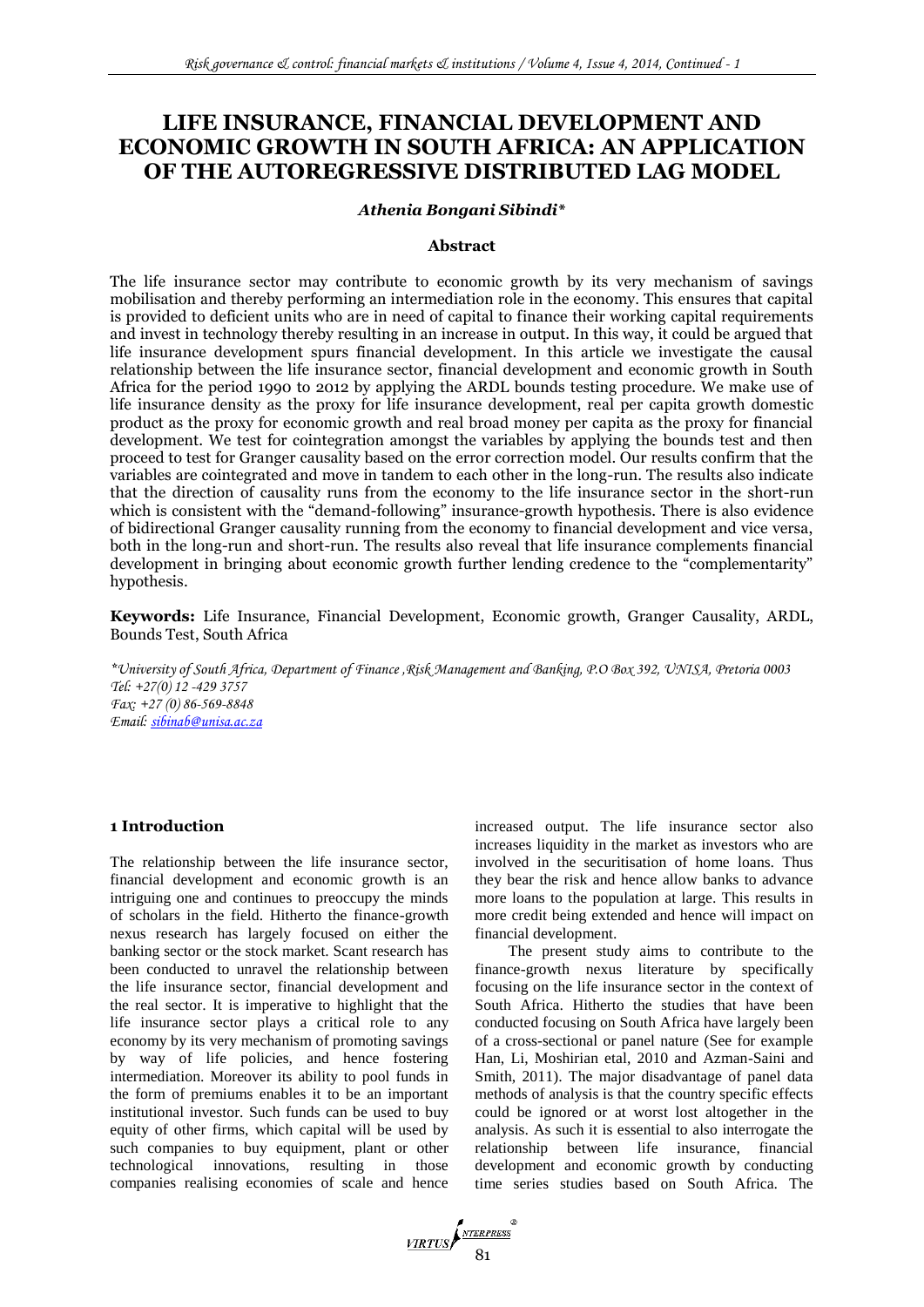# LIFE INSURANCE, FINANCIAL DEVELOPMENT AND ECONOMIC GROWTH IN SOUTH AFRICA: AN APPLICATION OF THE AUTOREGRESSIVE DISTRIBUTED LAG MODEL

***Athenia Bongani Sibindi****

## Abstract

The life insurance sector may contribute to economic growth by its very mechanism of savings mobilisation and thereby performing an intermediation role in the economy. This ensures that capital is provided to deficient units who are in need of capital to finance their working capital requirements and invest in technology thereby resulting in an increase in output. In this way, it could be argued that life insurance development spurs financial development. In this article we investigate the causal relationship between the life insurance sector, financial development and economic growth in South Africa for the period 1990 to 2012 by applying the ARDL bounds testing procedure. We make use of life insurance density as the proxy for life insurance development, real per capita growth domestic product as the proxy for economic growth and real broad money per capita as the proxy for financial development. We test for cointegration amongst the variables by applying the bounds test and then proceed to test for Granger causality based on the error correction model. Our results confirm that the variables are cointegrated and move in tandem to each other in the long-run. The results also indicate that the direction of causality runs from the economy to the life insurance sector in the short-run which is consistent with the "demand-following" insurance-growth hypothesis. There is also evidence of bidirectional Granger causality running from the economy to financial development and vice versa, both in the long-run and short-run. The results also reveal that life insurance complements financial development in bringing about economic growth further lending credence to the "complementarity" hypothesis.

**Keywords:** Life Insurance, Financial Development, Economic growth, Granger Causality, ARDL, Bounds Test, South Africa

**University of South Africa, Department of Finance ,Risk Management and Banking, P.O Box 392, UNISA, Pretoria 0003*
*Tel: +27(0) 12 -429 3757*
*Fax: +27 (0) 86-569-8848*
*Email: sibinab@unisa.ac.za*

## 1 Introduction

The relationship between the life insurance sector, financial development and economic growth is an intriguing one and continues to preoccupy the minds of scholars in the field. Hitherto the finance-growth nexus research has largely focused on either the banking sector or the stock market. Scant research has been conducted to unravel the relationship between the life insurance sector, financial development and the real sector. It is imperative to highlight that the life insurance sector plays a critical role to any economy by its very mechanism of promoting savings by way of life policies, and hence fostering intermediation. Moreover its ability to pool funds in the form of premiums enables it to be an important institutional investor. Such funds can be used to buy equity of other firms, which capital will be used by such companies to buy equipment, plant or other technological innovations, resulting in those companies realising economies of scale and hence increased output. The life insurance sector also increases liquidity in the market as investors who are involved in the securitisation of home loans. Thus they bear the risk and hence allow banks to advance more loans to the population at large. This results in more credit being extended and hence will impact on financial development.

The present study aims to contribute to the finance-growth nexus literature by specifically focusing on the life insurance sector in the context of South Africa. Hitherto the studies that have been conducted focusing on South Africa have largely been of a cross-sectional or panel nature (See for example Han, Li, Moshirian etal, 2010 and Azman-Saini and Smith, 2011). The major disadvantage of panel data methods of analysis is that the country specific effects could be ignored or at worst lost altogether in the analysis. As such it is essential to also interrogate the relationship between life insurance, financial development and economic growth by conducting time series studies based on South Africa. The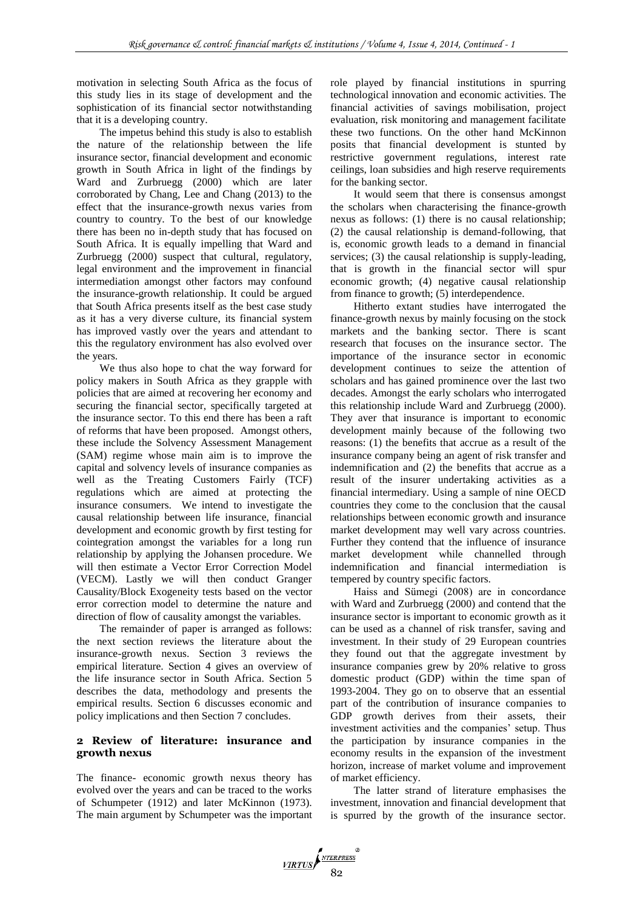motivation in selecting South Africa as the focus of this study lies in its stage of development and the sophistication of its financial sector notwithstanding that it is a developing country.

The impetus behind this study is also to establish the nature of the relationship between the life insurance sector, financial development and economic growth in South Africa in light of the findings by Ward and Zurbruegg (2000) which are later corroborated by Chang, Lee and Chang (2013) to the effect that the insurance-growth nexus varies from country to country. To the best of our knowledge there has been no in-depth study that has focused on South Africa. It is equally impelling that Ward and Zurbruegg (2000) suspect that cultural, regulatory, legal environment and the improvement in financial intermediation amongst other factors may confound the insurance-growth relationship. It could be argued that South Africa presents itself as the best case study as it has a very diverse culture, its financial system has improved vastly over the years and attendant to this the regulatory environment has also evolved over the years.

We thus also hope to chat the way forward for policy makers in South Africa as they grapple with policies that are aimed at recovering her economy and securing the financial sector, specifically targeted at the insurance sector. To this end there has been a raft of reforms that have been proposed. Amongst others, these include the Solvency Assessment Management (SAM) regime whose main aim is to improve the capital and solvency levels of insurance companies as well as the Treating Customers Fairly (TCF) regulations which are aimed at protecting the insurance consumers. We intend to investigate the causal relationship between life insurance, financial development and economic growth by first testing for cointegration amongst the variables for a long run relationship by applying the Johansen procedure. We will then estimate a Vector Error Correction Model (VECM). Lastly we will then conduct Granger Causality/Block Exogeneity tests based on the vector error correction model to determine the nature and direction of flow of causality amongst the variables.

The remainder of paper is arranged as follows: the next section reviews the literature about the insurance-growth nexus. Section 3 reviews the empirical literature. Section 4 gives an overview of the life insurance sector in South Africa. Section 5 describes the data, methodology and presents the empirical results. Section 6 discusses economic and policy implications and then Section 7 concludes.

## 2 Review of literature: insurance and growth nexus

The finance- economic growth nexus theory has evolved over the years and can be traced to the works of Schumpeter (1912) and later McKinnon (1973). The main argument by Schumpeter was the important role played by financial institutions in spurring technological innovation and economic activities. The financial activities of savings mobilisation, project evaluation, risk monitoring and management facilitate these two functions. On the other hand McKinnon posits that financial development is stunted by restrictive government regulations, interest rate ceilings, loan subsidies and high reserve requirements for the banking sector.

It would seem that there is consensus amongst the scholars when characterising the finance-growth nexus as follows: (1) there is no causal relationship; (2) the causal relationship is demand-following, that is, economic growth leads to a demand in financial services; (3) the causal relationship is supply-leading, that is growth in the financial sector will spur economic growth; (4) negative causal relationship from finance to growth; (5) interdependence.

Hitherto extant studies have interrogated the finance-growth nexus by mainly focusing on the stock markets and the banking sector. There is scant research that focuses on the insurance sector. The importance of the insurance sector in economic development continues to seize the attention of scholars and has gained prominence over the last two decades. Amongst the early scholars who interrogated this relationship include Ward and Zurbruegg (2000). They aver that insurance is important to economic development mainly because of the following two reasons: (1) the benefits that accrue as a result of the insurance company being an agent of risk transfer and indemnification and (2) the benefits that accrue as a result of the insurer undertaking activities as a financial intermediary. Using a sample of nine OECD countries they come to the conclusion that the causal relationships between economic growth and insurance market development may well vary across countries. Further they contend that the influence of insurance market development while channelled through indemnification and financial intermediation is tempered by country specific factors.

Haiss and Sümegi (2008) are in concordance with Ward and Zurbruegg (2000) and contend that the insurance sector is important to economic growth as it can be used as a channel of risk transfer, saving and investment. In their study of 29 European countries they found out that the aggregate investment by insurance companies grew by 20% relative to gross domestic product (GDP) within the time span of 1993-2004. They go on to observe that an essential part of the contribution of insurance companies to GDP growth derives from their assets, their investment activities and the companies' setup. Thus the participation by insurance companies in the economy results in the expansion of the investment horizon, increase of market volume and improvement of market efficiency.

The latter strand of literature emphasises the investment, innovation and financial development that is spurred by the growth of the insurance sector.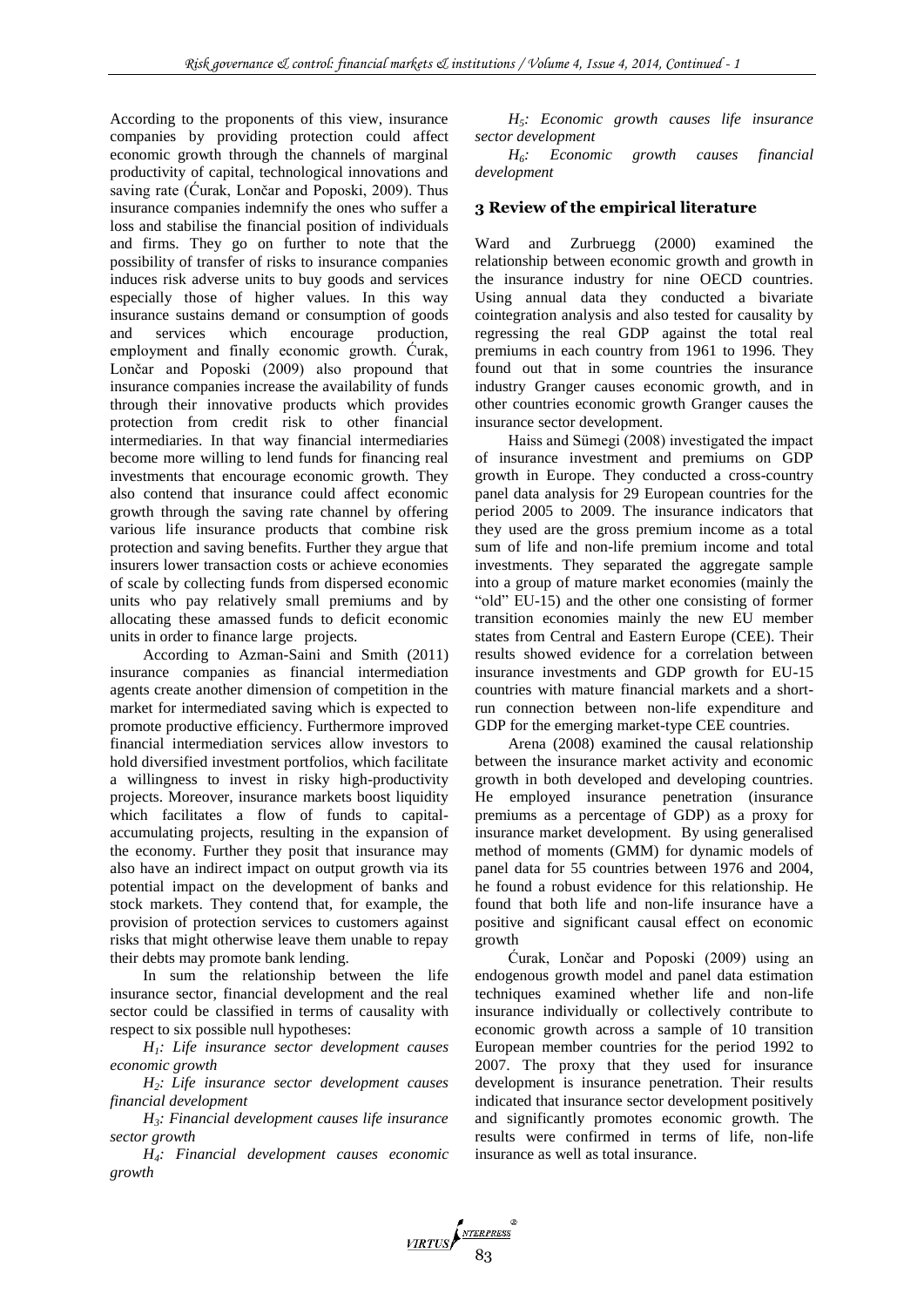According to the proponents of this view, insurance companies by providing protection could affect economic growth through the channels of marginal productivity of capital, technological innovations and saving rate (Ćurak, Lončar and Poposki, 2009). Thus insurance companies indemnify the ones who suffer a loss and stabilise the financial position of individuals and firms. They go on further to note that the possibility of transfer of risks to insurance companies induces risk adverse units to buy goods and services especially those of higher values. In this way insurance sustains demand or consumption of goods and services which encourage production, employment and finally economic growth. Ćurak, Lončar and Poposki (2009) also propound that insurance companies increase the availability of funds through their innovative products which provides protection from credit risk to other financial intermediaries. In that way financial intermediaries become more willing to lend funds for financing real investments that encourage economic growth. They also contend that insurance could affect economic growth through the saving rate channel by offering various life insurance products that combine risk protection and saving benefits. Further they argue that insurers lower transaction costs or achieve economies of scale by collecting funds from dispersed economic units who pay relatively small premiums and by allocating these amassed funds to deficit economic units in order to finance large projects.

According to Azman-Saini and Smith (2011) insurance companies as financial intermediation agents create another dimension of competition in the market for intermediated saving which is expected to promote productive efficiency. Furthermore improved financial intermediation services allow investors to hold diversified investment portfolios, which facilitate a willingness to invest in risky high-productivity projects. Moreover, insurance markets boost liquidity which facilitates a flow of funds to capital-accumulating projects, resulting in the expansion of the economy. Further they posit that insurance may also have an indirect impact on output growth via its potential impact on the development of banks and stock markets. They contend that, for example, the provision of protection services to customers against risks that might otherwise leave them unable to repay their debts may promote bank lending.

In sum the relationship between the life insurance sector, financial development and the real sector could be classified in terms of causality with respect to six possible null hypotheses:

*$H_1$: Life insurance sector development causes economic growth*

*$H_2$: Life insurance sector development causes financial development*

*$H_3$: Financial development causes life insurance sector growth*

*$H_4$: Financial development causes economic growth*

*$H_5$: Economic growth causes life insurance sector development*

*$H_6$: Economic growth causes financial development*

## 3 Review of the empirical literature

Ward and Zurbruegg (2000) examined the relationship between economic growth and growth in the insurance industry for nine OECD countries. Using annual data they conducted a bivariate cointegration analysis and also tested for causality by regressing the real GDP against the total real premiums in each country from 1961 to 1996. They found out that in some countries the insurance industry Granger causes economic growth, and in other countries economic growth Granger causes the insurance sector development.

Haiss and Sümegi (2008) investigated the impact of insurance investment and premiums on GDP growth in Europe. They conducted a cross-country panel data analysis for 29 European countries for the period 2005 to 2009. The insurance indicators that they used are the gross premium income as a total sum of life and non-life premium income and total investments. They separated the aggregate sample into a group of mature market economies (mainly the "old" EU-15) and the other one consisting of former transition economies mainly the new EU member states from Central and Eastern Europe (CEE). Their results showed evidence for a correlation between insurance investments and GDP growth for EU-15 countries with mature financial markets and a short-run connection between non-life expenditure and GDP for the emerging market-type CEE countries.

Arena (2008) examined the causal relationship between the insurance market activity and economic growth in both developed and developing countries. He employed insurance penetration (insurance premiums as a percentage of GDP) as a proxy for insurance market development. By using generalised method of moments (GMM) for dynamic models of panel data for 55 countries between 1976 and 2004, he found a robust evidence for this relationship. He found that both life and non-life insurance have a positive and significant causal effect on economic growth

Ćurak, Lončar and Poposki (2009) using an endogenous growth model and panel data estimation techniques examined whether life and non-life insurance individually or collectively contribute to economic growth across a sample of 10 transition European member countries for the period 1992 to 2007. The proxy that they used for insurance development is insurance penetration. Their results indicated that insurance sector development positively and significantly promotes economic growth. The results were confirmed in terms of life, non-life insurance as well as total insurance.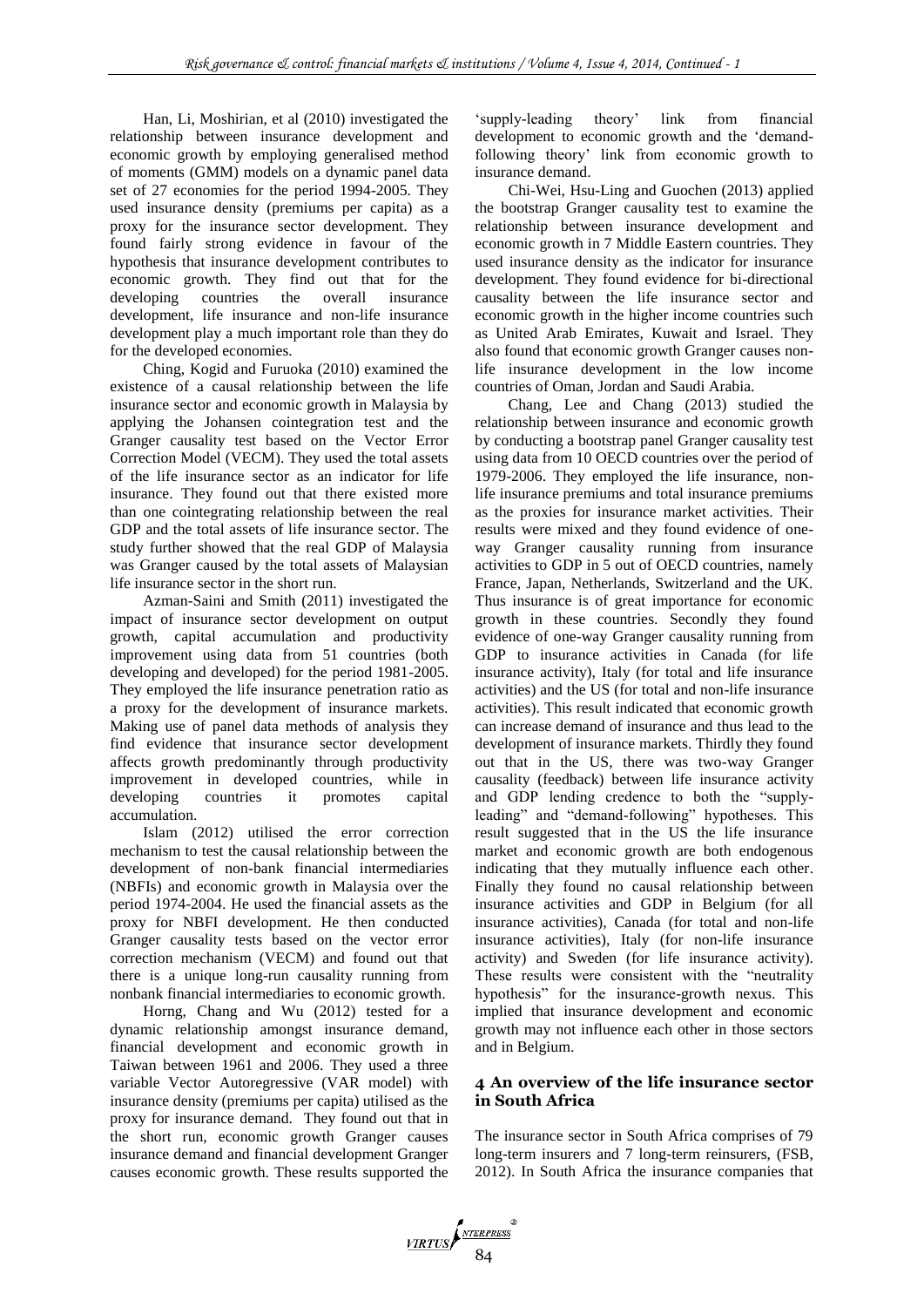Han, Li, Moshirian, et al (2010) investigated the relationship between insurance development and economic growth by employing generalised method of moments (GMM) models on a dynamic panel data set of 27 economies for the period 1994-2005. They used insurance density (premiums per capita) as a proxy for the insurance sector development. They found fairly strong evidence in favour of the hypothesis that insurance development contributes to economic growth. They find out that for the developing countries the overall insurance development, life insurance and non-life insurance development play a much important role than they do for the developed economies.

Ching, Kogid and Furuoka (2010) examined the existence of a causal relationship between the life insurance sector and economic growth in Malaysia by applying the Johansen cointegration test and the Granger causality test based on the Vector Error Correction Model (VECM). They used the total assets of the life insurance sector as an indicator for life insurance. They found out that there existed more than one cointegrating relationship between the real GDP and the total assets of life insurance sector. The study further showed that the real GDP of Malaysia was Granger caused by the total assets of Malaysian life insurance sector in the short run.

Azman-Saini and Smith (2011) investigated the impact of insurance sector development on output growth, capital accumulation and productivity improvement using data from 51 countries (both developing and developed) for the period 1981-2005. They employed the life insurance penetration ratio as a proxy for the development of insurance markets. Making use of panel data methods of analysis they find evidence that insurance sector development affects growth predominantly through productivity improvement in developed countries, while in developing countries it promotes capital accumulation.

Islam (2012) utilised the error correction mechanism to test the causal relationship between the development of non-bank financial intermediaries (NBFIs) and economic growth in Malaysia over the period 1974-2004. He used the financial assets as the proxy for NBFI development. He then conducted Granger causality tests based on the vector error correction mechanism (VECM) and found out that there is a unique long-run causality running from nonbank financial intermediaries to economic growth.

Horng, Chang and Wu (2012) tested for a dynamic relationship amongst insurance demand, financial development and economic growth in Taiwan between 1961 and 2006. They used a three variable Vector Autoregressive (VAR model) with insurance density (premiums per capita) utilised as the proxy for insurance demand. They found out that in the short run, economic growth Granger causes insurance demand and financial development Granger causes economic growth. These results supported the 'supply-leading theory' link from financial development to economic growth and the 'demand-following theory' link from economic growth to insurance demand.

Chi-Wei, Hsu-Ling and Guochen (2013) applied the bootstrap Granger causality test to examine the relationship between insurance development and economic growth in 7 Middle Eastern countries. They used insurance density as the indicator for insurance development. They found evidence for bi-directional causality between the life insurance sector and economic growth in the higher income countries such as United Arab Emirates, Kuwait and Israel. They also found that economic growth Granger causes non-life insurance development in the low income countries of Oman, Jordan and Saudi Arabia.

Chang, Lee and Chang (2013) studied the relationship between insurance and economic growth by conducting a bootstrap panel Granger causality test using data from 10 OECD countries over the period of 1979-2006. They employed the life insurance, non-life insurance premiums and total insurance premiums as the proxies for insurance market activities. Their results were mixed and they found evidence of one-way Granger causality running from insurance activities to GDP in 5 out of OECD countries, namely France, Japan, Netherlands, Switzerland and the UK. Thus insurance is of great importance for economic growth in these countries. Secondly they found evidence of one-way Granger causality running from GDP to insurance activities in Canada (for life insurance activity), Italy (for total and life insurance activities) and the US (for total and non-life insurance activities). This result indicated that economic growth can increase demand of insurance and thus lead to the development of insurance markets. Thirdly they found out that in the US, there was two-way Granger causality (feedback) between life insurance activity and GDP lending credence to both the "supply-leading" and "demand-following" hypotheses. This result suggested that in the US the life insurance market and economic growth are both endogenous indicating that they mutually influence each other. Finally they found no causal relationship between insurance activities and GDP in Belgium (for all insurance activities), Canada (for total and non-life insurance activities), Italy (for non-life insurance activity) and Sweden (for life insurance activity). These results were consistent with the "neutrality hypothesis" for the insurance-growth nexus. This implied that insurance development and economic growth may not influence each other in those sectors and in Belgium.

## 4 An overview of the life insurance sector in South Africa

The insurance sector in South Africa comprises of 79 long-term insurers and 7 long-term reinsurers, (FSB, 2012). In South Africa the insurance companies that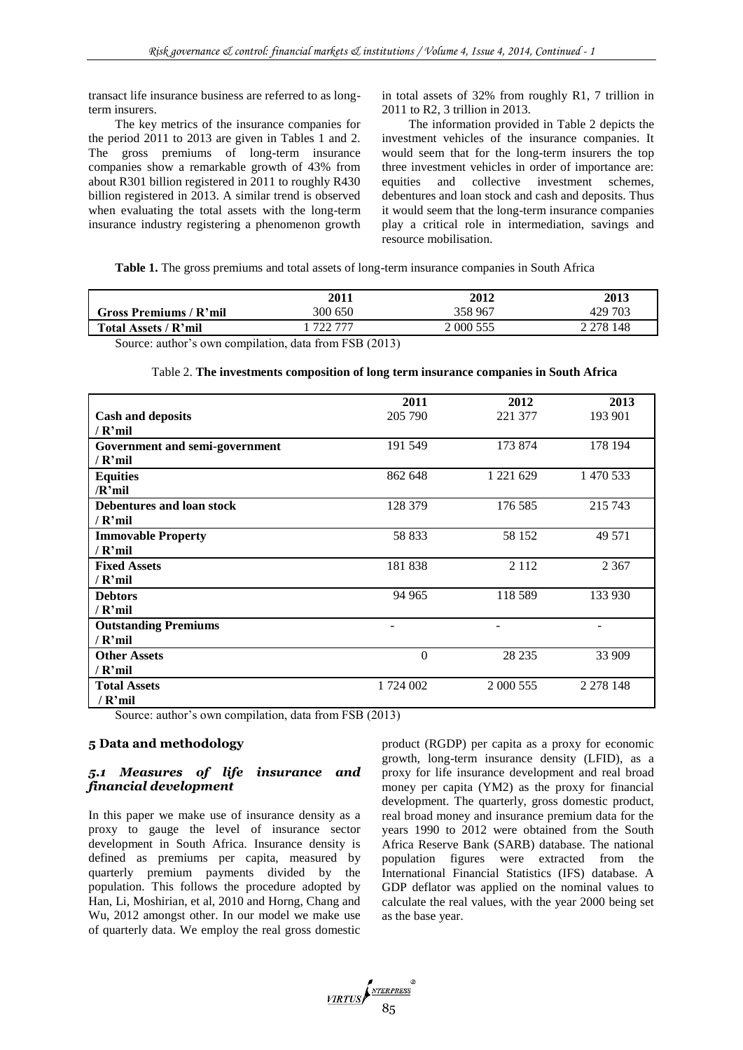transact life insurance business are referred to as long-term insurers.

The key metrics of the insurance companies for the period 2011 to 2013 are given in Tables 1 and 2. The gross premiums of long-term insurance companies show a remarkable growth of 43% from about R301 billion registered in 2011 to roughly R430 billion registered in 2013. A similar trend is observed when evaluating the total assets with the long-term insurance industry registering a phenomenon growth in total assets of 32% from roughly R1, 7 trillion in 2011 to R2, 3 trillion in 2013.

The information provided in Table 2 depicts the investment vehicles of the insurance companies. It would seem that for the long-term insurers the top three investment vehicles in order of importance are: equities and collective investment schemes, debentures and loan stock and cash and deposits. Thus it would seem that the long-term insurance companies play a critical role in intermediation, savings and resource mobilisation.

**Table 1.** The gross premiums and total assets of long-term insurance companies in South Africa

| | 2011 | 2012 | 2013 |
|---|---|---|---|
| **Gross Premiums / R'mil** | 300 650 | 358 967 | 429 703 |
| **Total Assets / R'mil** | 1 722 777 | 2 000 555 | 2 278 148 |

Source: author's own compilation, data from FSB (2013)

Table 2. **The investments composition of long term insurance companies in South Africa**

| | 2011 | 2012 | 2013 |
|---|---|---|---|
| **Cash and deposits / R'mil** | 205 790 | 221 377 | 193 901 |
| **Government and semi-government / R'mil** | 191 549 | 173 874 | 178 194 |
| **Equities /R'mil** | 862 648 | 1 221 629 | 1 470 533 |
| **Debentures and loan stock / R'mil** | 128 379 | 176 585 | 215 743 |
| **Immovable Property / R'mil** | 58 833 | 58 152 | 49 571 |
| **Fixed Assets / R'mil** | 181 838 | 2 112 | 2 367 |
| **Debtors / R'mil** | 94 965 | 118 589 | 133 930 |
| **Outstanding Premiums / R'mil** | - | - | - |
| **Other Assets / R'mil** | 0 | 28 235 | 33 909 |
| **Total Assets / R'mil** | 1 724 002 | 2 000 555 | 2 278 148 |

Source: author's own compilation, data from FSB (2013)

## 5 Data and methodology

### *5.1 Measures of life insurance and financial development*

In this paper we make use of insurance density as a proxy to gauge the level of insurance sector development in South Africa. Insurance density is defined as premiums per capita, measured by quarterly premium payments divided by the population. This follows the procedure adopted by Han, Li, Moshirian, et al, 2010 and Horng, Chang and Wu, 2012 amongst other. In our model we make use of quarterly data. We employ the real gross domestic product (RGDP) per capita as a proxy for economic growth, long-term insurance density (LFID), as a proxy for life insurance development and real broad money per capita (YM2) as the proxy for financial development. The quarterly, gross domestic product, real broad money and insurance premium data for the years 1990 to 2012 were obtained from the South Africa Reserve Bank (SARB) database. The national population figures were extracted from the International Financial Statistics (IFS) database. A GDP deflator was applied on the nominal values to calculate the real values, with the year 2000 being set as the base year.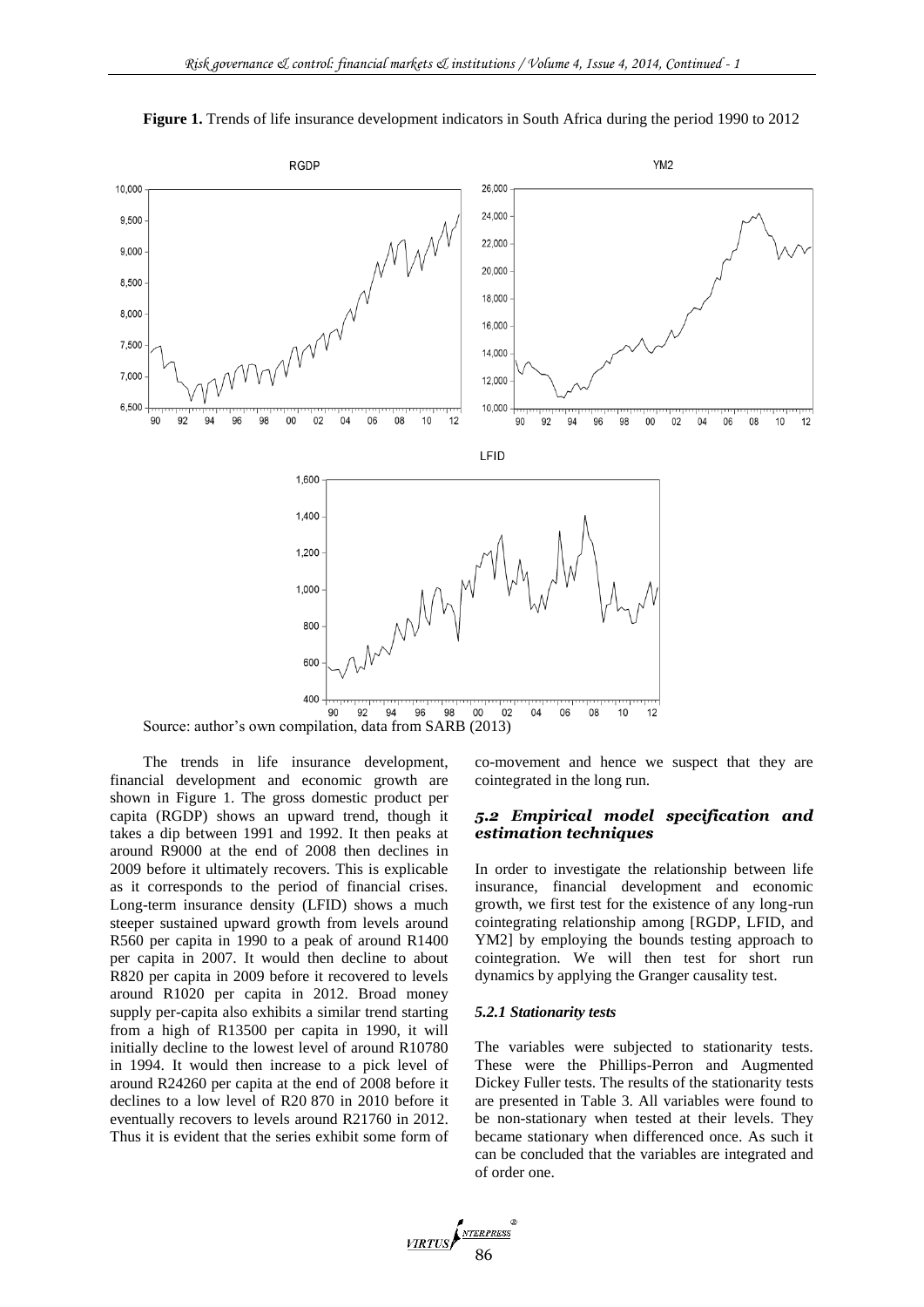**Figure 1.** Trends of life insurance development indicators in South Africa during the period 1990 to 2012

Source: author's own compilation, data from SARB (2013)

The trends in life insurance development, financial development and economic growth are shown in Figure 1. The gross domestic product per capita (RGDP) shows an upward trend, though it takes a dip between 1991 and 1992. It then peaks at around R9000 at the end of 2008 then declines in 2009 before it ultimately recovers. This is explicable as it corresponds to the period of financial crises. Long-term insurance density (LFID) shows a much steeper sustained upward growth from levels around R560 per capita in 1990 to a peak of around R1400 per capita in 2007. It would then decline to about R820 per capita in 2009 before it recovered to levels around R1020 per capita in 2012. Broad money supply per-capita also exhibits a similar trend starting from a high of R13500 per capita in 1990, it will initially decline to the lowest level of around R10780 in 1994. It would then increase to a pick level of around R24260 per capita at the end of 2008 before it declines to a low level of R20 870 in 2010 before it eventually recovers to levels around R21760 in 2012. Thus it is evident that the series exhibit some form of co-movement and hence we suspect that they are cointegrated in the long run.

### *5.2 Empirical model specification and estimation techniques*

In order to investigate the relationship between life insurance, financial development and economic growth, we first test for the existence of any long-run cointegrating relationship among [RGDP, LFID, and YM2] by employing the bounds testing approach to cointegration. We will then test for short run dynamics by applying the Granger causality test.

#### *5.2.1 Stationarity tests*

The variables were subjected to stationarity tests. These were the Phillips-Perron and Augmented Dickey Fuller tests. The results of the stationarity tests are presented in Table 3. All variables were found to be non-stationary when tested at their levels. They became stationary when differenced once. As such it can be concluded that the variables are integrated and of order one.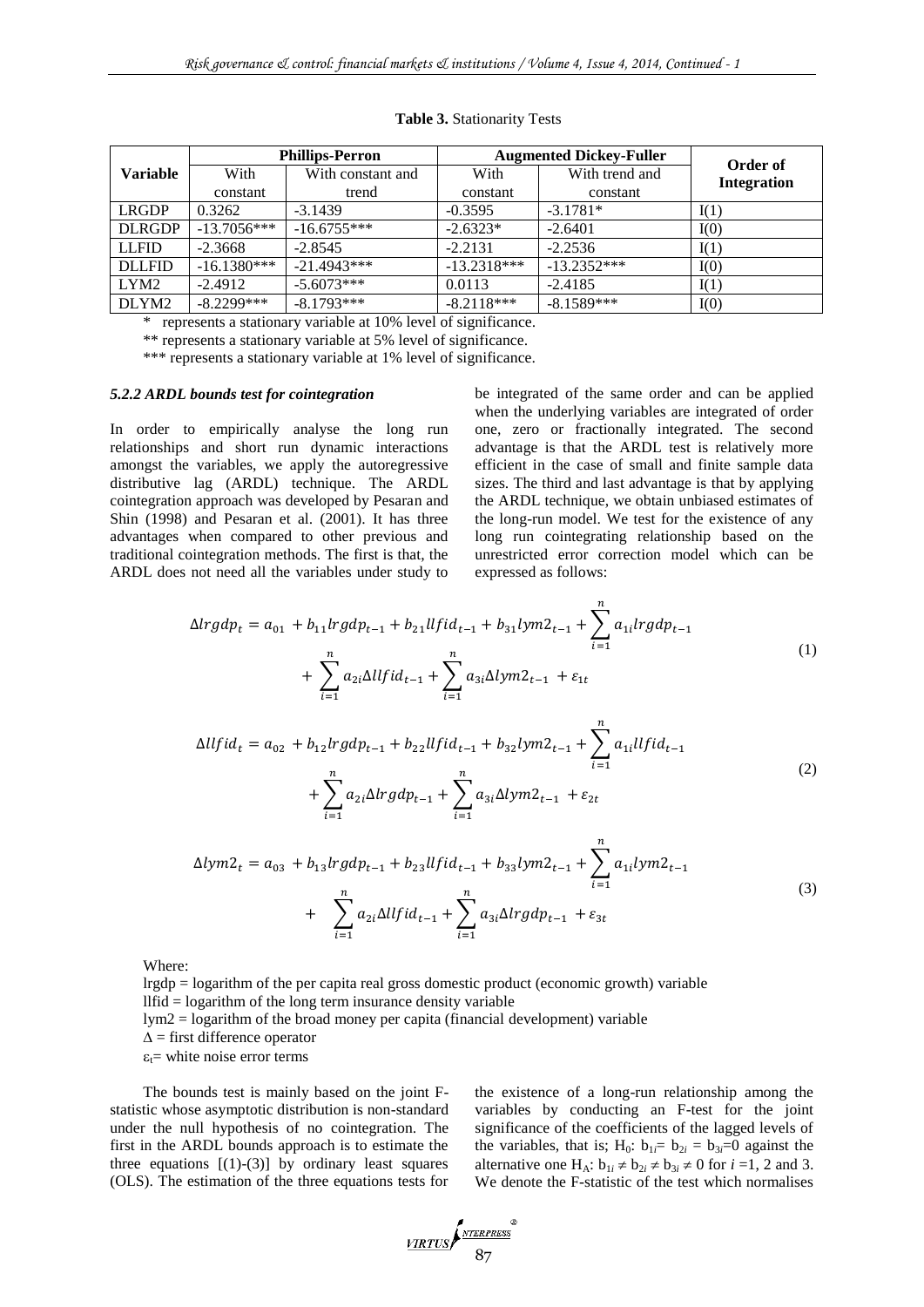**Table 3.** Stationarity Tests

| Variable | Phillips-Perron | | Augmented Dickey-Fuller | | Order of Integration |
|---|---|---|---|---|---|
| | With constant | With constant and trend | With constant | With trend and constant | |
| LRGDP | 0.3262 | -3.1439 | -0.3595 | -3.1781* | I(1) |
| DLRGDP | -13.7056*** | -16.6755*** | -2.6323* | -2.6401 | I(0) |
| LLFID | -2.3668 | -2.8545 | -2.2131 | -2.2536 | I(1) |
| DLLFID | -16.1380*** | -21.4943*** | -13.2318*** | -13.2352*** | I(0) |
| LYM2 | -2.4912 | -5.6073*** | 0.0113 | -2.4185 | I(1) |
| DLYM2 | -8.2299*** | -8.1793*** | -8.2118*** | -8.1589*** | I(0) |

\* represents a stationary variable at 10% level of significance.

\** represents a stationary variable at 5% level of significance.

\*** represents a stationary variable at 1% level of significance.

### *5.2.2 ARDL bounds test for cointegration*

In order to empirically analyse the long run relationships and short run dynamic interactions amongst the variables, we apply the autoregressive distributive lag (ARDL) technique. The ARDL cointegration approach was developed by Pesaran and Shin (1998) and Pesaran et al. (2001). It has three advantages when compared to other previous and traditional cointegration methods. The first is that, the ARDL does not need all the variables under study to be integrated of the same order and can be applied when the underlying variables are integrated of order one, zero or fractionally integrated. The second advantage is that the ARDL test is relatively more efficient in the case of small and finite sample data sizes. The third and last advantage is that by applying the ARDL technique, we obtain unbiased estimates of the long-run model. We test for the existence of any long run cointegrating relationship based on the unrestricted error correction model which can be expressed as follows:

$$\Delta lrgdp_t = a_{01} + b_{11} lrgdp_{t-1} + b_{21} llfid_{t-1} + b_{31} lym2_{t-1} + \sum_{i=1}^{n} a_{1i} lrgdp_{t-1} + \sum_{i=1}^{n} a_{2i} \Delta llfid_{t-1} + \sum_{i=1}^{n} a_{3i} \Delta lym2_{t-1} + \varepsilon_{1t} \quad (1)$$

$$\Delta llfid_t = a_{02} + b_{12} lrgdp_{t-1} + b_{22} llfid_{t-1} + b_{32} lym2_{t-1} + \sum_{i=1}^{n} a_{1i} llfid_{t-1} + \sum_{i=1}^{n} a_{2i} \Delta lrgdp_{t-1} + \sum_{i=1}^{n} a_{3i} \Delta lym2_{t-1} + \varepsilon_{2t} \quad (2)$$

$$\Delta lym2_t = a_{03} + b_{13} lrgdp_{t-1} + b_{23} llfid_{t-1} + b_{33} lym2_{t-1} + \sum_{i=1}^{n} a_{1i} lym2_{t-1} + \sum_{i=1}^{n} a_{2i} \Delta llfid_{t-1} + \sum_{i=1}^{n} a_{3i} \Delta lrgdp_{t-1} + \varepsilon_{3t} \quad (3)$$

Where:

lrgdp = logarithm of the per capita real gross domestic product (economic growth) variable

llfid = logarithm of the long term insurance density variable

lym2 = logarithm of the broad money per capita (financial development) variable

$\Delta$ = first difference operator

$\varepsilon_t$= white noise error terms

The bounds test is mainly based on the joint F-statistic whose asymptotic distribution is non-standard under the null hypothesis of no cointegration. The first in the ARDL bounds approach is to estimate the three equations [(1)-(3)] by ordinary least squares (OLS). The estimation of the three equations tests for the existence of a long-run relationship among the variables by conducting an F-test for the joint significance of the coefficients of the lagged levels of the variables, that is; $H_0$: $b_{1i} = b_{2i} = b_{3i} = 0$ against the alternative one $H_A$: $b_{1i} \neq b_{2i} \neq b_{3i} \neq 0$ for $i$ =1, 2 and 3. We denote the F-statistic of the test which normalises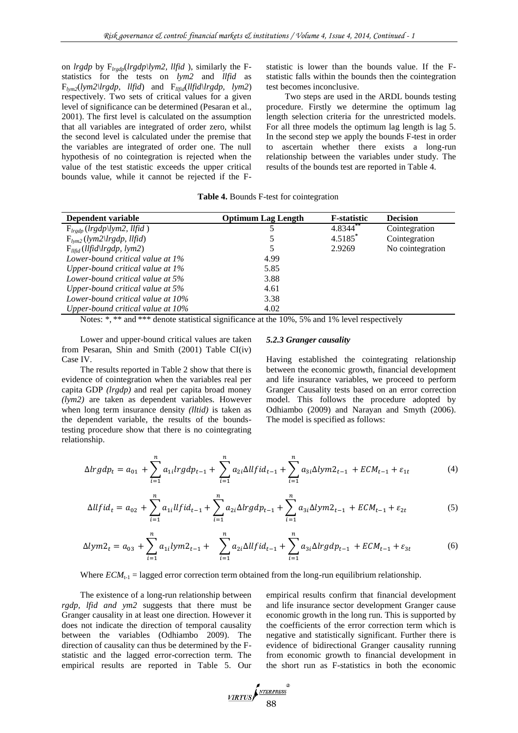on *lrgdp* by $F_{lrgdp}(lrgdp\backslash lym2, llfid)$, similarly the F-statistics for the tests on *lym2* and *llfid* as $F_{lym2}(lym2\backslash lrgdp, llfid)$ and $F_{llfid}(llfid\backslash lrgdp, lym2)$ respectively. Two sets of critical values for a given level of significance can be determined (Pesaran et al., 2001). The first level is calculated on the assumption that all variables are integrated of order zero, whilst the second level is calculated under the premise that the variables are integrated of order one. The null hypothesis of no cointegration is rejected when the value of the test statistic exceeds the upper critical bounds value, while it cannot be rejected if the F-statistic is lower than the bounds value. If the F-statistic falls within the bounds then the cointegration test becomes inconclusive.

Two steps are used in the ARDL bounds testing procedure. Firstly we determine the optimum lag length selection criteria for the unrestricted models. For all three models the optimum lag length is lag 5. In the second step we apply the bounds F-test in order to ascertain whether there exists a long-run relationship between the variables under study. The results of the bounds test are reported in Table 4.

**Table 4.** Bounds F-test for cointegration

| Dependent variable | Optimum Lag Length | F-statistic | Decision |
|---|---|---|---|
| $F_{lrgdp}(lrgdp\backslash lym2, llfid)$ | 5 | 4.8344** | Cointegration |
| $F_{lym2}(lym2\backslash lrgdp, llfid)$ | 5 | 4.5185* | Cointegration |
| $F_{llfid}(llfid\backslash lrgdp, lym2)$ | 5 | 2.9269 | No cointegration |
| *Lower-bound critical value at 1%* | 4.99 | | |
| *Upper-bound critical value at 1%* | 5.85 | | |
| *Lower-bound critical value at 5%* | 3.88 | | |
| *Upper-bound critical value at 5%* | 4.61 | | |
| *Lower-bound critical value at 10%* | 3.38 | | |
| *Upper-bound critical value at 10%* | 4.02 | | |

Notes: *, ** and *** denote statistical significance at the 10%, 5% and 1% level respectively

Lower and upper-bound critical values are taken from Pesaran, Shin and Smith (2001) Table CI(iv) Case IV.

The results reported in Table 2 show that there is evidence of cointegration when the variables real per capita GDP *(lrgdp)* and real per capita broad money *(lym2)* are taken as dependent variables. However when long term insurance density *(lltid)* is taken as the dependent variable, the results of the bounds-testing procedure show that there is no cointegrating relationship.

#### *5.2.3 Granger causality*

Having established the cointegrating relationship between the economic growth, financial development and life insurance variables, we proceed to perform Granger Causality tests based on an error correction model. This follows the procedure adopted by Odhiambo (2009) and Narayan and Smyth (2006). The model is specified as follows:

$$\Delta lrgdp_t = a_{01} + \sum_{i=1}^{n} a_{1i} lrgdp_{t-1} + \sum_{i=1}^{n} a_{2i}\Delta llfid_{t-1} + \sum_{i=1}^{n} a_{3i}\Delta lym2_{t-1} + ECM_{t-1} + \varepsilon_{1t} \quad (4)$$

$$\Delta llfid_t = a_{02} + \sum_{i=1}^{n} a_{1i} llfid_{t-1} + \sum_{i=1}^{n} a_{2i}\Delta lrgdp_{t-1} + \sum_{i=1}^{n} a_{3i}\Delta lym2_{t-1} + ECM_{t-1} + \varepsilon_{2t} \quad (5)$$

$$\Delta lym2_t = a_{03} + \sum_{i=1}^{n} a_{1i} lym2_{t-1} + \sum_{i=1}^{n} a_{2i}\Delta llfid_{t-1} + \sum_{i=1}^{n} a_{3i}\Delta lrgdp_{t-1} + ECM_{t-1} + \varepsilon_{3t} \quad (6)$$

Where $ECM_{t-1}$ = lagged error correction term obtained from the long-run equilibrium relationship.

The existence of a long-run relationship between *rgdp, lfid and ym2* suggests that there must be Granger causality in at least one direction. However it does not indicate the direction of temporal causality between the variables (Odhiambo 2009). The direction of causality can thus be determined by the F-statistic and the lagged error-correction term. The empirical results are reported in Table 5. Our empirical results confirm that financial development and life insurance sector development Granger cause economic growth in the long run. This is supported by the coefficients of the error correction term which is negative and statistically significant. Further there is evidence of bidirectional Granger causality running from economic growth to financial development in the short run as F-statistics in both the economic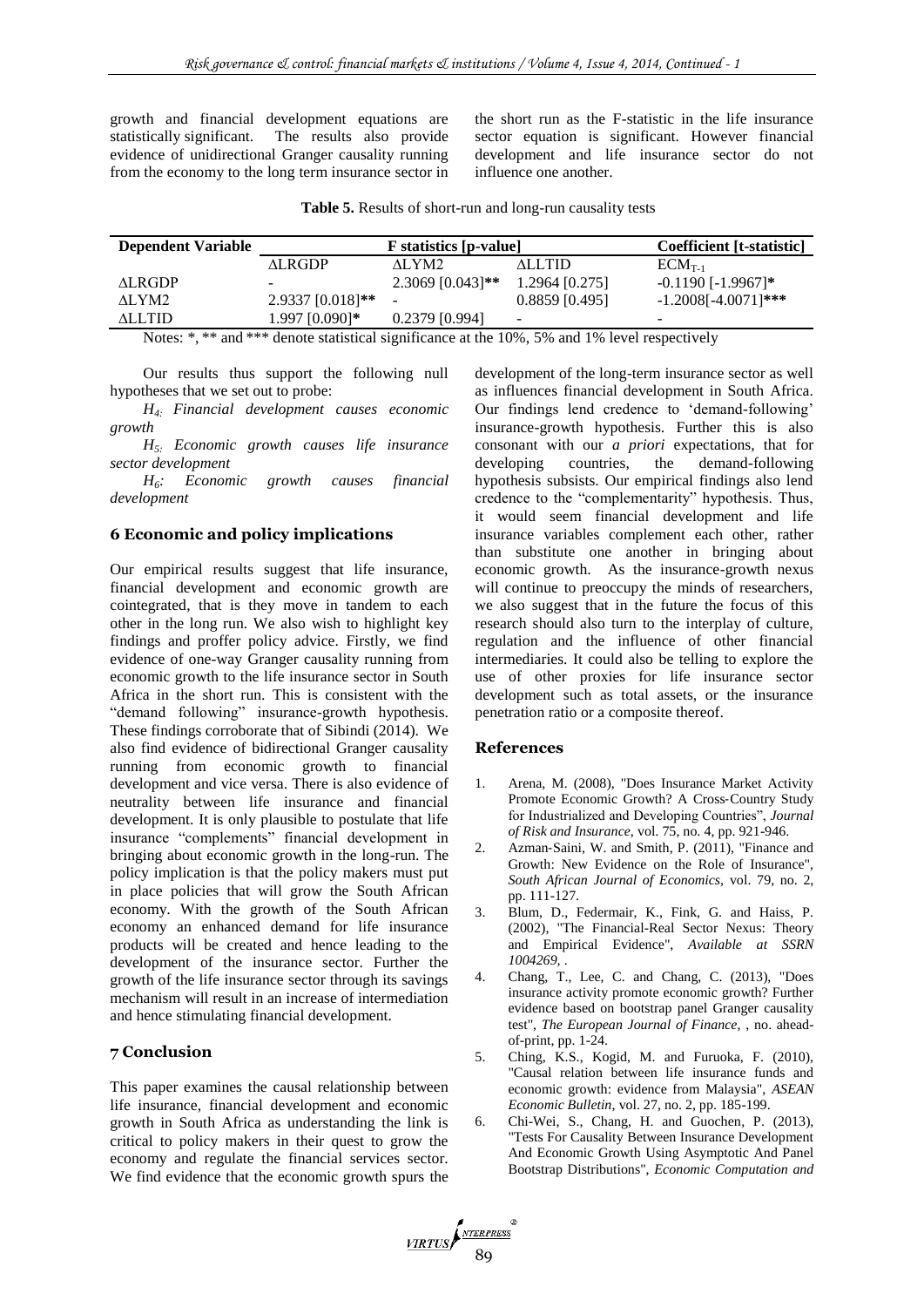growth and financial development equations are statistically significant. The results also provide evidence of unidirectional Granger causality running from the economy to the long term insurance sector in the short run as the F-statistic in the life insurance sector equation is significant. However financial development and life insurance sector do not influence one another.

**Table 5.** Results of short-run and long-run causality tests

| Dependent Variable | F statistics [p-value] | | | Coefficient [t-statistic] |
|---|---|---|---|---|
| | ΔLRGDP | ΔLYM2 | ΔLLTID | $ECM_{T-1}$ |
| ΔLRGDP | - | 2.3069 [0.043]** | 1.2964 [0.275] | -0.1190 [-1.9967]* |
| ΔLYM2 | 2.9337 [0.018]** | - | 0.8859 [0.495] | -1.2008[-4.0071]*** |
| ΔLLTID | 1.997 [0.090]* | 0.2379 [0.994] | - | - |

Notes: *, ** and *** denote statistical significance at the 10%, 5% and 1% level respectively

Our results thus support the following null hypotheses that we set out to probe:

*$H_4$: Financial development causes economic growth*

*$H_5$: Economic growth causes life insurance sector development*

*$H_6$: Economic growth causes financial development*

## 6 Economic and policy implications

Our empirical results suggest that life insurance, financial development and economic growth are cointegrated, that is they move in tandem to each other in the long run. We also wish to highlight key findings and proffer policy advice. Firstly, we find evidence of one-way Granger causality running from economic growth to the life insurance sector in South Africa in the short run. This is consistent with the "demand following" insurance-growth hypothesis. These findings corroborate that of Sibindi (2014). We also find evidence of bidirectional Granger causality running from economic growth to financial development and vice versa. There is also evidence of neutrality between life insurance and financial development. It is only plausible to postulate that life insurance "complements" financial development in bringing about economic growth in the long-run. The policy implication is that the policy makers must put in place policies that will grow the South African economy. With the growth of the South African economy an enhanced demand for life insurance products will be created and hence leading to the development of the insurance sector. Further the growth of the life insurance sector through its savings mechanism will result in an increase of intermediation and hence stimulating financial development.

## 7 Conclusion

This paper examines the causal relationship between life insurance, financial development and economic growth in South Africa as understanding the link is critical to policy makers in their quest to grow the economy and regulate the financial services sector. We find evidence that the economic growth spurs the development of the long-term insurance sector as well as influences financial development in South Africa. Our findings lend credence to 'demand-following' insurance-growth hypothesis. Further this is also consonant with our *a priori* expectations, that for developing countries, the demand-following hypothesis subsists. Our empirical findings also lend credence to the "complementarity" hypothesis. Thus, it would seem financial development and life insurance variables complement each other, rather than substitute one another in bringing about economic growth. As the insurance-growth nexus will continue to preoccupy the minds of researchers, we also suggest that in the future the focus of this research should also turn to the interplay of culture, regulation and the influence of other financial intermediaries. It could also be telling to explore the use of other proxies for life insurance sector development such as total assets, or the insurance penetration ratio or a composite thereof.

## References

1. Arena, M. (2008), "Does Insurance Market Activity Promote Economic Growth? A Cross‐Country Study for Industrialized and Developing Countries", *Journal of Risk and Insurance*, vol. 75, no. 4, pp. 921-946.
2. Azman‐Saini, W. and Smith, P. (2011), "Finance and Growth: New Evidence on the Role of Insurance", *South African Journal of Economics*, vol. 79, no. 2, pp. 111-127.
3. Blum, D., Federmair, K., Fink, G. and Haiss, P. (2002), "The Financial-Real Sector Nexus: Theory and Empirical Evidence", *Available at SSRN 1004269*, .
4. Chang, T., Lee, C. and Chang, C. (2013), "Does insurance activity promote economic growth? Further evidence based on bootstrap panel Granger causality test", *The European Journal of Finance*, , no. ahead-of-print, pp. 1-24.
5. Ching, K.S., Kogid, M. and Furuoka, F. (2010), "Causal relation between life insurance funds and economic growth: evidence from Malaysia", *ASEAN Economic Bulletin*, vol. 27, no. 2, pp. 185-199.
6. Chi-Wei, S., Chang, H. and Guochen, P. (2013), "Tests For Causality Between Insurance Development And Economic Growth Using Asymptotic And Panel Bootstrap Distributions", *Economic Computation and*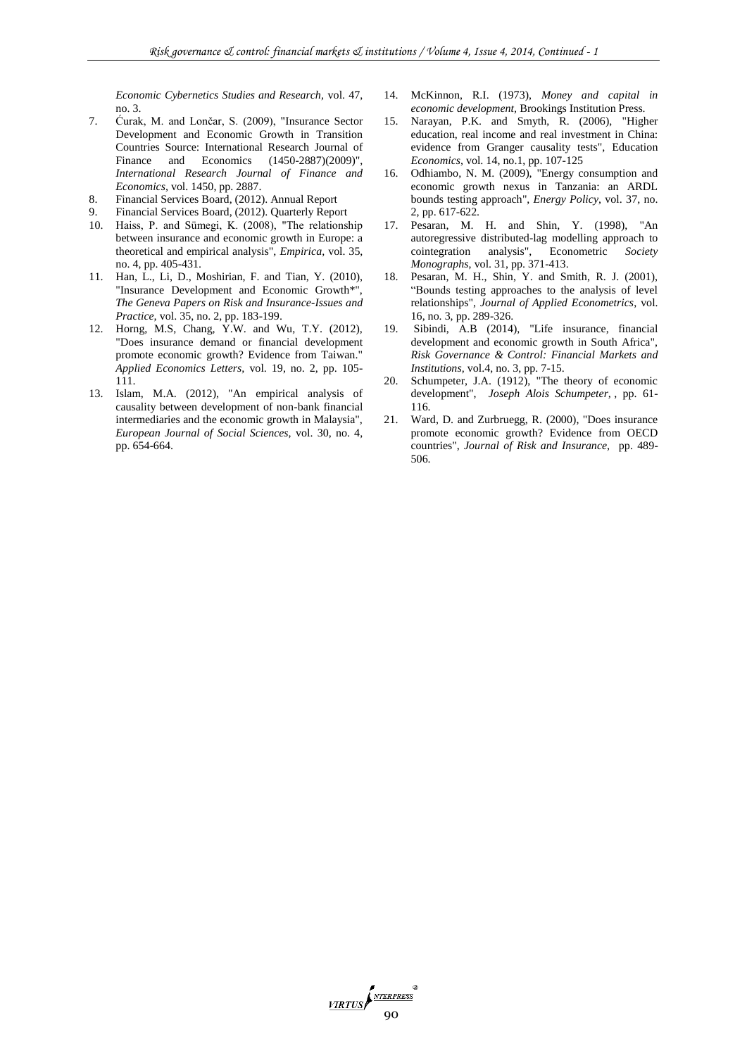*Economic Cybernetics Studies and Research*, vol. 47, no. 3.

7. Ćurak, M. and Lončar, S. (2009), "Insurance Sector Development and Economic Growth in Transition Countries Source: International Research Journal of Finance and Economics (1450-2887)(2009)", *International Research Journal of Finance and Economics*, vol. 1450, pp. 2887.
8. Financial Services Board, (2012). Annual Report
9. Financial Services Board, (2012). Quarterly Report
10. Haiss, P. and Sümegi, K. (2008), "The relationship between insurance and economic growth in Europe: a theoretical and empirical analysis", *Empirica*, vol. 35, no. 4, pp. 405-431.
11. Han, L., Li, D., Moshirian, F. and Tian, Y. (2010), "Insurance Development and Economic Growth*", *The Geneva Papers on Risk and Insurance-Issues and Practice*, vol. 35, no. 2, pp. 183-199.
12. Horng, M.S, Chang, Y.W. and Wu, T.Y. (2012), "Does insurance demand or financial development promote economic growth? Evidence from Taiwan." *Applied Economics Letters*, vol. 19, no. 2, pp. 105-111.
13. Islam, M.A. (2012), "An empirical analysis of causality between development of non-bank financial intermediaries and the economic growth in Malaysia", *European Journal of Social Sciences*, vol. 30, no. 4, pp. 654-664.
14. McKinnon, R.I. (1973), *Money and capital in economic development*, Brookings Institution Press.
15. Narayan, P.K. and Smyth, R. (2006), "Higher education, real income and real investment in China: evidence from Granger causality tests", Education *Economics*, vol. 14, no.1, pp. 107-125
16. Odhiambo, N. M. (2009), "Energy consumption and economic growth nexus in Tanzania: an ARDL bounds testing approach", *Energy Policy*, vol. 37, no. 2, pp. 617-622.
17. Pesaran, M. H. and Shin, Y. (1998), "An autoregressive distributed-lag modelling approach to cointegration analysis", Econometric *Society Monographs*, vol. 31, pp. 371-413.
18. Pesaran, M. H., Shin, Y. and Smith, R. J. (2001), "Bounds testing approaches to the analysis of level relationships", *Journal of Applied Econometrics*, vol. 16, no. 3, pp. 289-326.
19. Sibindi, A.B (2014), "Life insurance, financial development and economic growth in South Africa", *Risk Governance & Control: Financial Markets and Institutions*, vol.4, no. 3, pp. 7-15.
20. Schumpeter, J.A. (1912), "The theory of economic development", *Joseph Alois Schumpeter*, , pp. 61-116.
21. Ward, D. and Zurbruegg, R. (2000), "Does insurance promote economic growth? Evidence from OECD countries", *Journal of Risk and Insurance*, pp. 489-506.